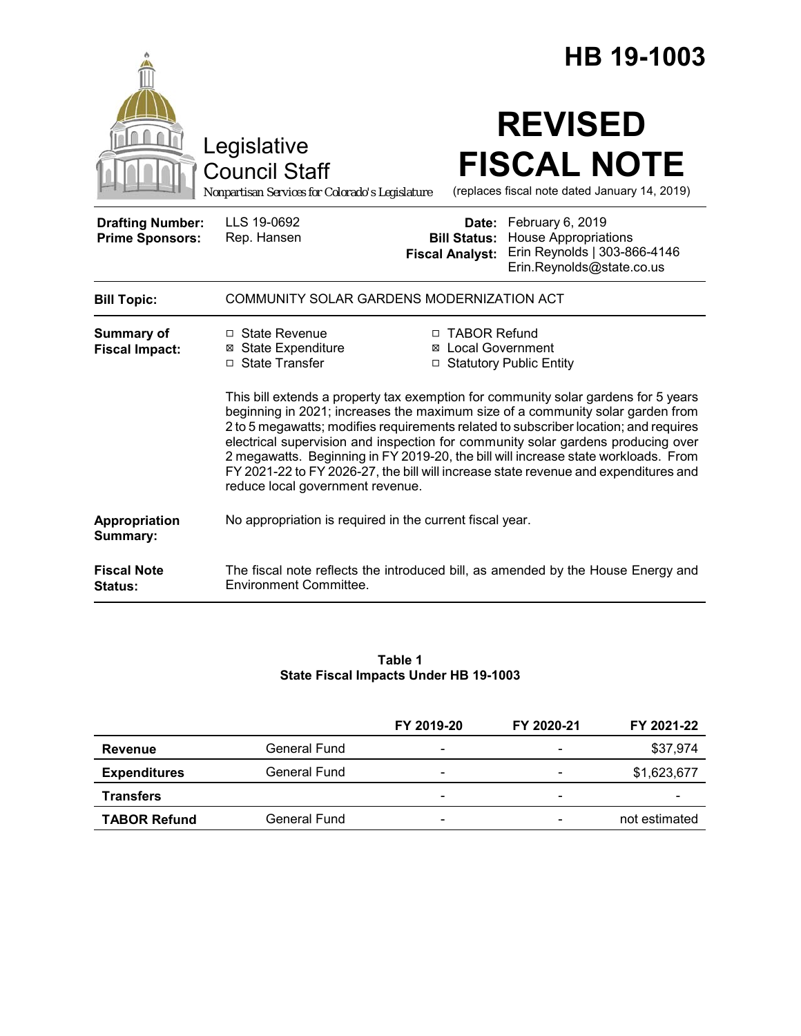# HB 19-1003

Legislative Council Staff

*Nonpartisan Services for Colorado's Legislature*

# REVISED FISCAL NOTE

(replaces fiscal note dated January 14, 2019)

| | | | |
|---|---|---|---|
| **Drafting Number:** | LLS 19-0692 | **Date:** | February 6, 2019 |
| **Prime Sponsors:** | Rep. Hansen | **Bill Status:** | House Appropriations |
| | | **Fiscal Analyst:** | Erin Reynolds \| 303-866-4146 Erin.Reynolds@state.co.us |

**Bill Topic:** COMMUNITY SOLAR GARDENS MODERNIZATION ACT

**Summary of Fiscal Impact:**

- ☐ State Revenue
- ☒ State Expenditure
- ☐ State Transfer
- ☐ TABOR Refund
- ☒ Local Government
- ☐ Statutory Public Entity

This bill extends a property tax exemption for community solar gardens for 5 years beginning in 2021; increases the maximum size of a community solar garden from 2 to 5 megawatts; modifies requirements related to subscriber location; and requires electrical supervision and inspection for community solar gardens producing over 2 megawatts. Beginning in FY 2019-20, the bill will increase state workloads. From FY 2021-22 to FY 2026-27, the bill will increase state revenue and expenditures and reduce local government revenue.

**Appropriation Summary:** No appropriation is required in the current fiscal year.

**Fiscal Note Status:** The fiscal note reflects the introduced bill, as amended by the House Energy and Environment Committee.

**Table 1**
**State Fiscal Impacts Under HB 19-1003**

| | | FY 2019-20 | FY 2020-21 | FY 2021-22 |
|---|---|---|---|---|
| **Revenue** | General Fund | - | - | $37,974 |
| **Expenditures** | General Fund | - | - | $1,623,677 |
| **Transfers** | | - | - | - |
| **TABOR Refund** | General Fund | - | - | not estimated |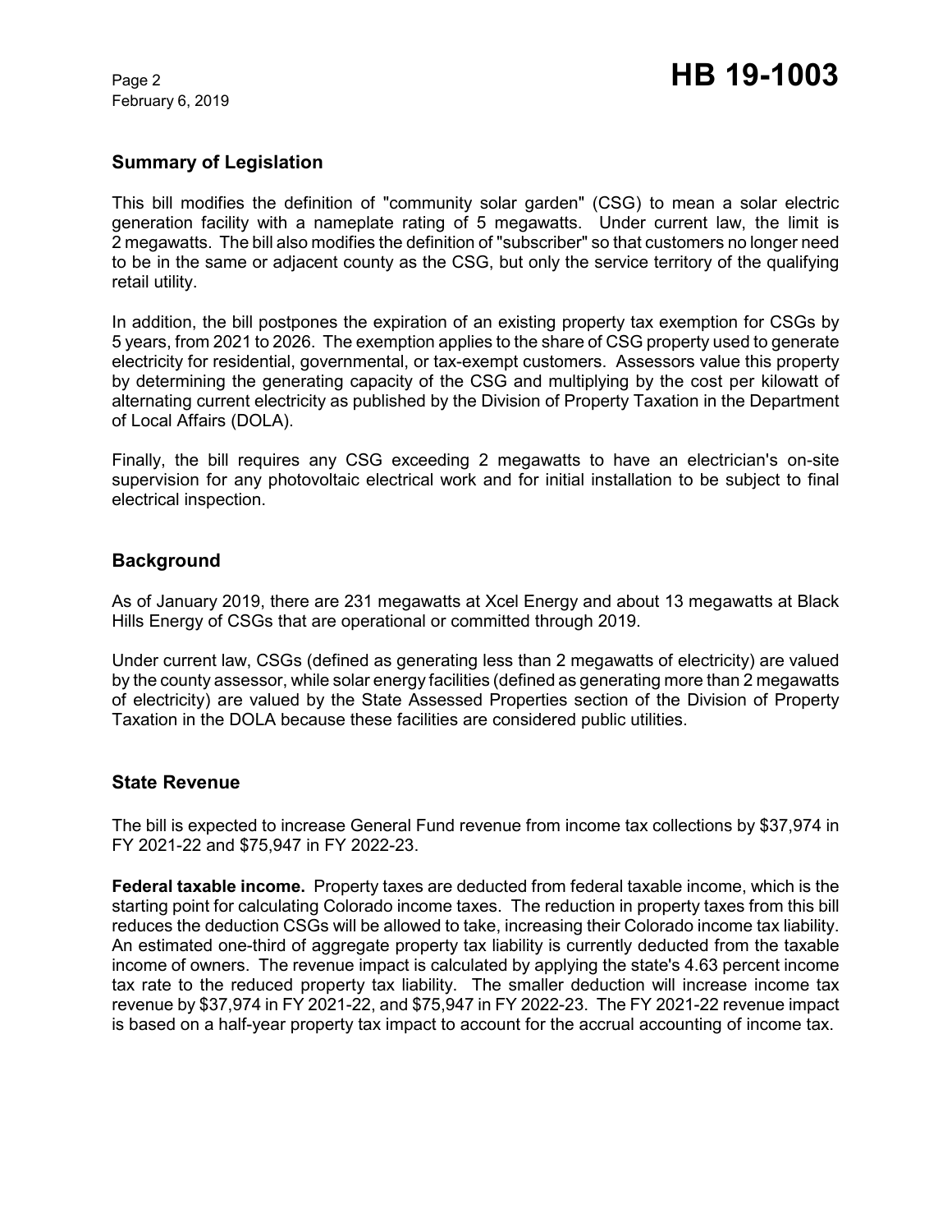## Summary of Legislation

This bill modifies the definition of "community solar garden" (CSG) to mean a solar electric generation facility with a nameplate rating of 5 megawatts. Under current law, the limit is 2 megawatts. The bill also modifies the definition of "subscriber" so that customers no longer need to be in the same or adjacent county as the CSG, but only the service territory of the qualifying retail utility.

In addition, the bill postpones the expiration of an existing property tax exemption for CSGs by 5 years, from 2021 to 2026. The exemption applies to the share of CSG property used to generate electricity for residential, governmental, or tax-exempt customers. Assessors value this property by determining the generating capacity of the CSG and multiplying by the cost per kilowatt of alternating current electricity as published by the Division of Property Taxation in the Department of Local Affairs (DOLA).

Finally, the bill requires any CSG exceeding 2 megawatts to have an electrician's on-site supervision for any photovoltaic electrical work and for initial installation to be subject to final electrical inspection.

## Background

As of January 2019, there are 231 megawatts at Xcel Energy and about 13 megawatts at Black Hills Energy of CSGs that are operational or committed through 2019.

Under current law, CSGs (defined as generating less than 2 megawatts of electricity) are valued by the county assessor, while solar energy facilities (defined as generating more than 2 megawatts of electricity) are valued by the State Assessed Properties section of the Division of Property Taxation in the DOLA because these facilities are considered public utilities.

## State Revenue

The bill is expected to increase General Fund revenue from income tax collections by $37,974 in FY 2021-22 and $75,947 in FY 2022-23.

**Federal taxable income.** Property taxes are deducted from federal taxable income, which is the starting point for calculating Colorado income taxes. The reduction in property taxes from this bill reduces the deduction CSGs will be allowed to take, increasing their Colorado income tax liability. An estimated one-third of aggregate property tax liability is currently deducted from the taxable income of owners. The revenue impact is calculated by applying the state's 4.63 percent income tax rate to the reduced property tax liability. The smaller deduction will increase income tax revenue by $37,974 in FY 2021-22, and $75,947 in FY 2022-23. The FY 2021-22 revenue impact is based on a half-year property tax impact to account for the accrual accounting of income tax.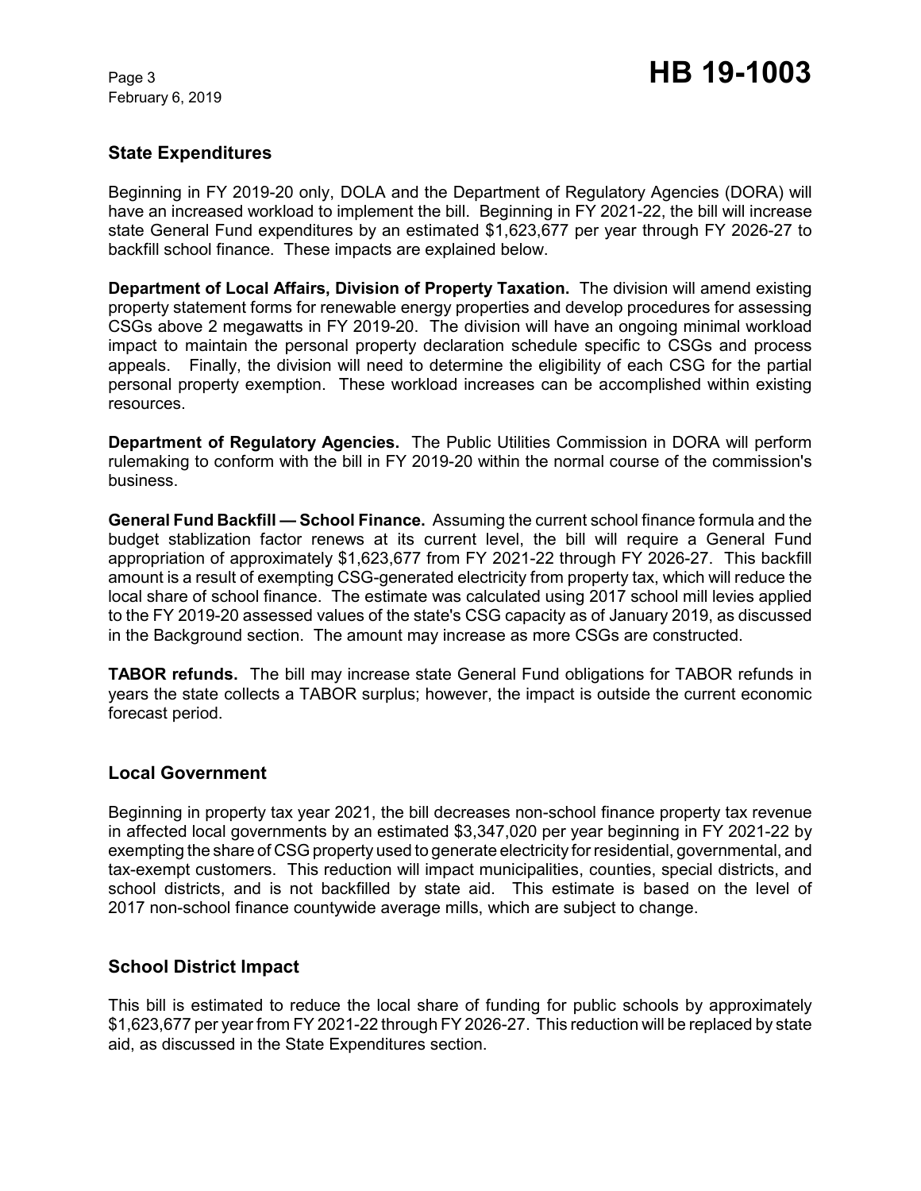## State Expenditures

Beginning in FY 2019-20 only, DOLA and the Department of Regulatory Agencies (DORA) will have an increased workload to implement the bill. Beginning in FY 2021-22, the bill will increase state General Fund expenditures by an estimated $1,623,677 per year through FY 2026-27 to backfill school finance. These impacts are explained below.

**Department of Local Affairs, Division of Property Taxation.** The division will amend existing property statement forms for renewable energy properties and develop procedures for assessing CSGs above 2 megawatts in FY 2019-20. The division will have an ongoing minimal workload impact to maintain the personal property declaration schedule specific to CSGs and process appeals. Finally, the division will need to determine the eligibility of each CSG for the partial personal property exemption. These workload increases can be accomplished within existing resources.

**Department of Regulatory Agencies.** The Public Utilities Commission in DORA will perform rulemaking to conform with the bill in FY 2019-20 within the normal course of the commission's business.

**General Fund Backfill — School Finance.** Assuming the current school finance formula and the budget stablization factor renews at its current level, the bill will require a General Fund appropriation of approximately $1,623,677 from FY 2021-22 through FY 2026-27. This backfill amount is a result of exempting CSG-generated electricity from property tax, which will reduce the local share of school finance. The estimate was calculated using 2017 school mill levies applied to the FY 2019-20 assessed values of the state's CSG capacity as of January 2019, as discussed in the Background section. The amount may increase as more CSGs are constructed.

**TABOR refunds.** The bill may increase state General Fund obligations for TABOR refunds in years the state collects a TABOR surplus; however, the impact is outside the current economic forecast period.

## Local Government

Beginning in property tax year 2021, the bill decreases non-school finance property tax revenue in affected local governments by an estimated $3,347,020 per year beginning in FY 2021-22 by exempting the share of CSG property used to generate electricity for residential, governmental, and tax-exempt customers. This reduction will impact municipalities, counties, special districts, and school districts, and is not backfilled by state aid. This estimate is based on the level of 2017 non-school finance countywide average mills, which are subject to change.

## School District Impact

This bill is estimated to reduce the local share of funding for public schools by approximately $1,623,677 per year from FY 2021-22 through FY 2026-27. This reduction will be replaced by state aid, as discussed in the State Expenditures section.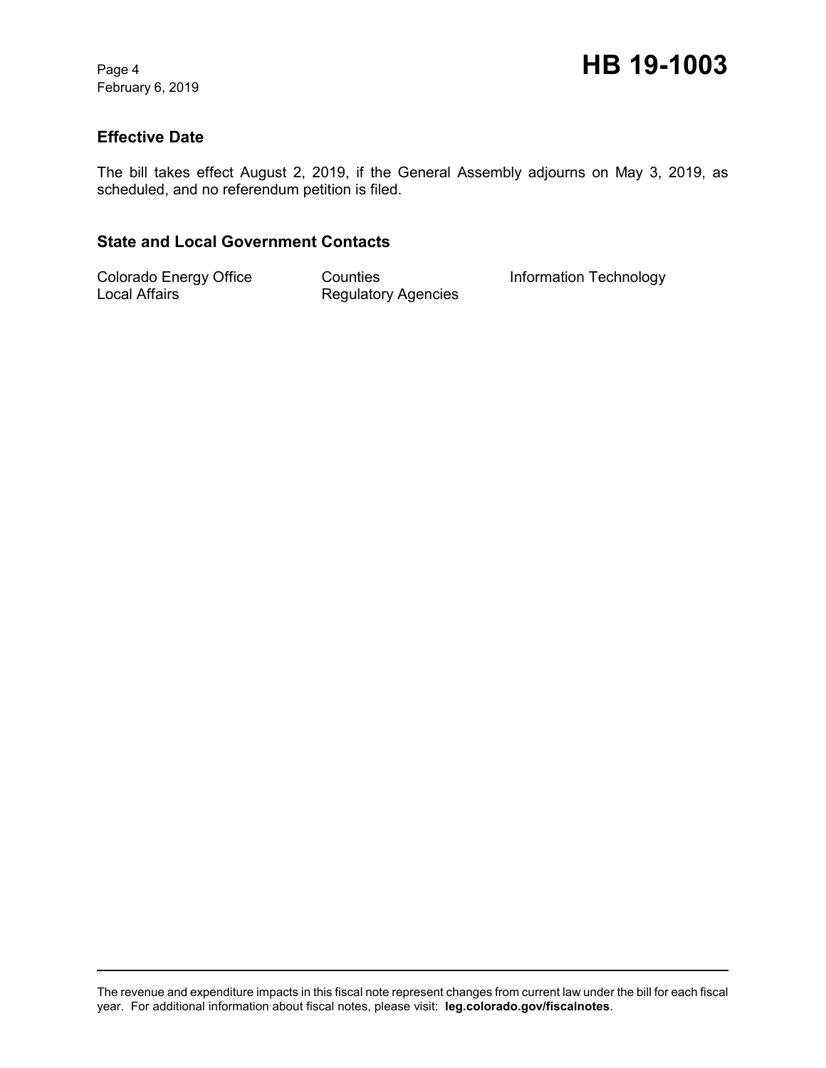## Effective Date

The bill takes effect August 2, 2019, if the General Assembly adjourns on May 3, 2019, as scheduled, and no referendum petition is filed.

## State and Local Government Contacts

Colorado Energy Office
Counties
Information Technology
Local Affairs
Regulatory Agencies

The revenue and expenditure impacts in this fiscal note represent changes from current law under the bill for each fiscal year. For additional information about fiscal notes, please visit: **leg.colorado.gov/fiscalnotes**.